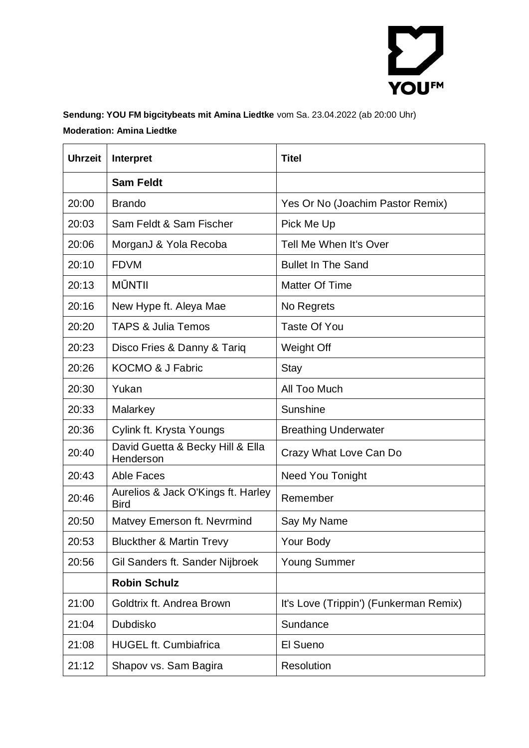**Sendung: YOU FM bigcitybeats mit Amina Liedtke** vom Sa. 23.04.2022 (ab 20:00 Uhr)

**Moderation: Amina Liedtke**

| Uhrzeit | Interpret | Titel |
|---|---|---|
| | **Sam Feldt** | |
| 20:00 | Brando | Yes Or No (Joachim Pastor Remix) |
| 20:03 | Sam Feldt & Sam Fischer | Pick Me Up |
| 20:06 | MorganJ & Yola Recoba | Tell Me When It's Over |
| 20:10 | FDVM | Bullet In The Sand |
| 20:13 | MŪNTII | Matter Of Time |
| 20:16 | New Hype ft. Aleya Mae | No Regrets |
| 20:20 | TAPS & Julia Temos | Taste Of You |
| 20:23 | Disco Fries & Danny & Tariq | Weight Off |
| 20:26 | KOCMO & J Fabric | Stay |
| 20:30 | Yukan | All Too Much |
| 20:33 | Malarkey | Sunshine |
| 20:36 | Cylink ft. Krysta Youngs | Breathing Underwater |
| 20:40 | David Guetta & Becky Hill & Ella Henderson | Crazy What Love Can Do |
| 20:43 | Able Faces | Need You Tonight |
| 20:46 | Aurelios & Jack O'Kings ft. Harley Bird | Remember |
| 20:50 | Matvey Emerson ft. Nevrmind | Say My Name |
| 20:53 | Bluckther & Martin Trevy | Your Body |
| 20:56 | Gil Sanders ft. Sander Nijbroek | Young Summer |
| | **Robin Schulz** | |
| 21:00 | Goldtrix ft. Andrea Brown | It's Love (Trippin') (Funkerman Remix) |
| 21:04 | Dubdisko | Sundance |
| 21:08 | HUGEL ft. Cumbiafrica | El Sueno |
| 21:12 | Shapov vs. Sam Bagira | Resolution |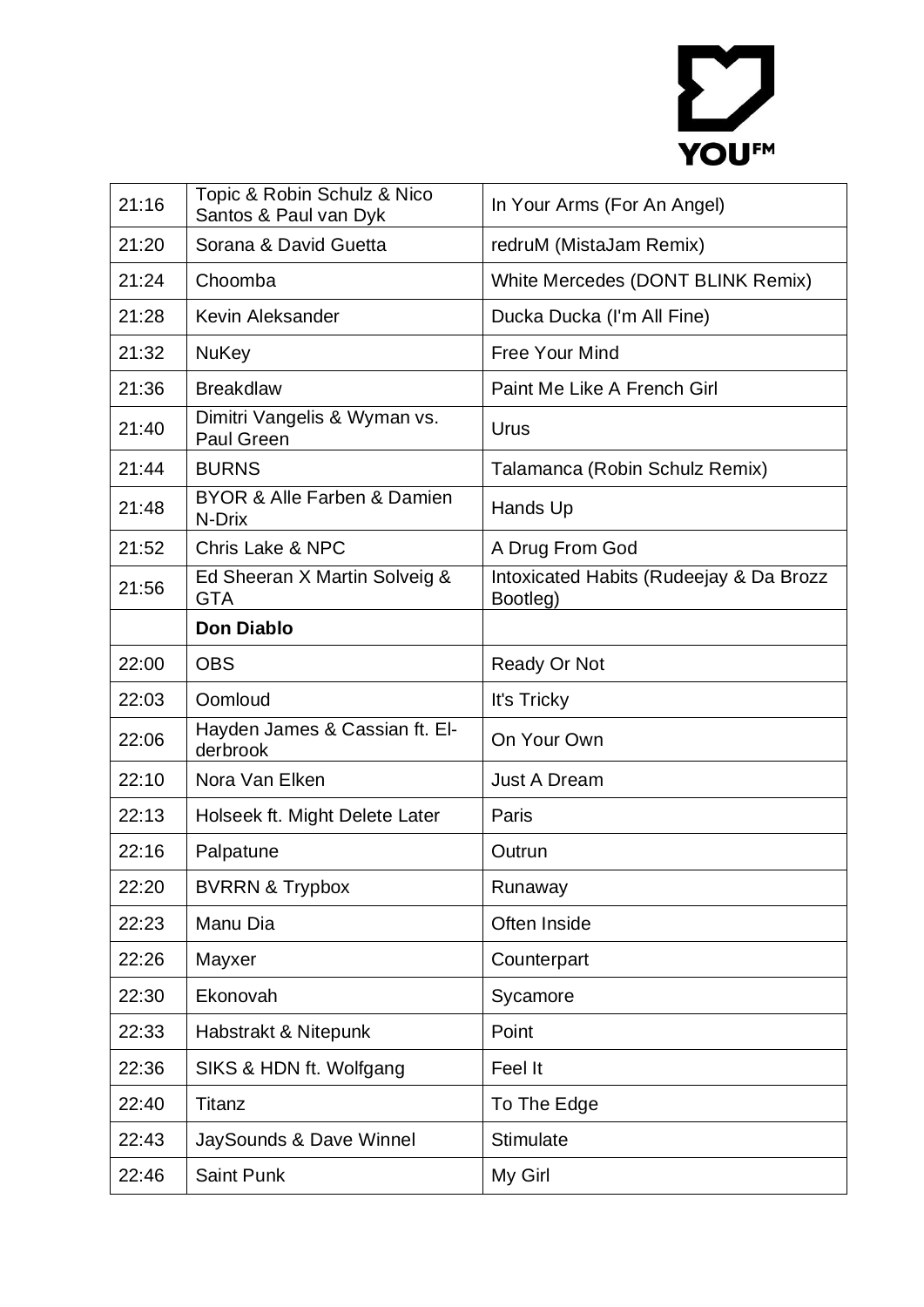| 21:16 | Topic & Robin Schulz & Nico Santos & Paul van Dyk | In Your Arms (For An Angel) |
|---|---|---|
| 21:20 | Sorana & David Guetta | redruM (MistaJam Remix) |
| 21:24 | Choomba | White Mercedes (DONT BLINK Remix) |
| 21:28 | Kevin Aleksander | Ducka Ducka (I'm All Fine) |
| 21:32 | NuKey | Free Your Mind |
| 21:36 | Breakdlaw | Paint Me Like A French Girl |
| 21:40 | Dimitri Vangelis & Wyman vs. Paul Green | Urus |
| 21:44 | BURNS | Talamanca (Robin Schulz Remix) |
| 21:48 | BYOR & Alle Farben & Damien N-Drix | Hands Up |
| 21:52 | Chris Lake & NPC | A Drug From God |
| 21:56 | Ed Sheeran X Martin Solveig & GTA | Intoxicated Habits (Rudeejay & Da Brozz Bootleg) |
| | **Don Diablo** | |
| 22:00 | OBS | Ready Or Not |
| 22:03 | Oomloud | It's Tricky |
| 22:06 | Hayden James & Cassian ft. Elderbrook | On Your Own |
| 22:10 | Nora Van Elken | Just A Dream |
| 22:13 | Holseek ft. Might Delete Later | Paris |
| 22:16 | Palpatune | Outrun |
| 22:20 | BVRRN & Trypbox | Runaway |
| 22:23 | Manu Dia | Often Inside |
| 22:26 | Mayxer | Counterpart |
| 22:30 | Ekonovah | Sycamore |
| 22:33 | Habstrakt & Nitepunk | Point |
| 22:36 | SIKS & HDN ft. Wolfgang | Feel It |
| 22:40 | Titanz | To The Edge |
| 22:43 | JaySounds & Dave Winnel | Stimulate |
| 22:46 | Saint Punk | My Girl |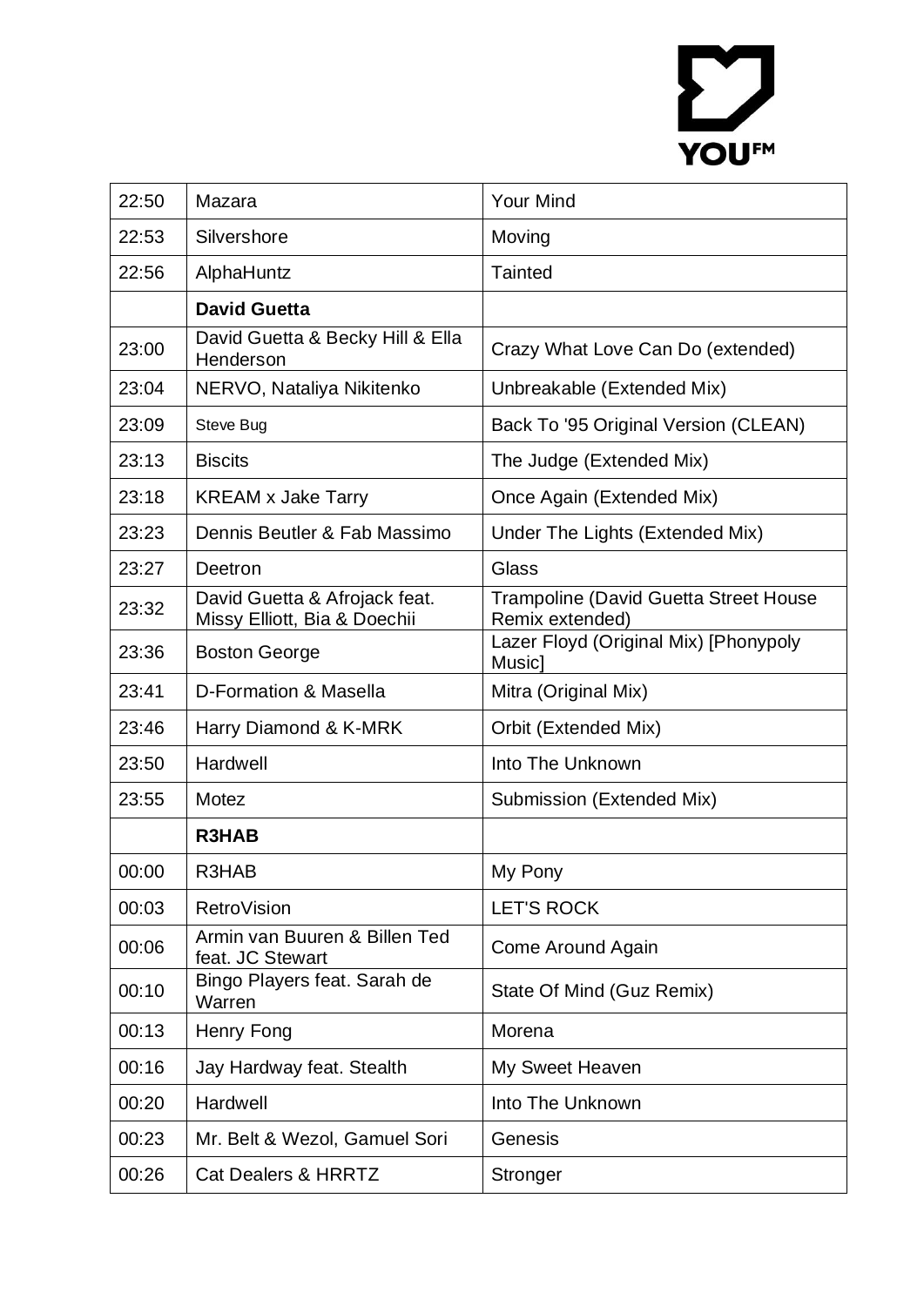| 22:50 | Mazara | Your Mind |
|---|---|---|
| 22:53 | Silvershore | Moving |
| 22:56 | AlphaHuntz | Tainted |
| | **David Guetta** | |
| 23:00 | David Guetta & Becky Hill & Ella Henderson | Crazy What Love Can Do (extended) |
| 23:04 | NERVO, Nataliya Nikitenko | Unbreakable (Extended Mix) |
| 23:09 | Steve Bug | Back To '95 Original Version (CLEAN) |
| 23:13 | Biscits | The Judge (Extended Mix) |
| 23:18 | KREAM x Jake Tarry | Once Again (Extended Mix) |
| 23:23 | Dennis Beutler & Fab Massimo | Under The Lights (Extended Mix) |
| 23:27 | Deetron | Glass |
| 23:32 | David Guetta & Afrojack feat. Missy Elliott, Bia & Doechii | Trampoline (David Guetta Street House Remix extended) |
| 23:36 | Boston George | Lazer Floyd (Original Mix) [Phonypoly Music] |
| 23:41 | D-Formation & Masella | Mitra (Original Mix) |
| 23:46 | Harry Diamond & K-MRK | Orbit (Extended Mix) |
| 23:50 | Hardwell | Into The Unknown |
| 23:55 | Motez | Submission (Extended Mix) |
| | **R3HAB** | |
| 00:00 | R3HAB | My Pony |
| 00:03 | RetroVision | LET'S ROCK |
| 00:06 | Armin van Buuren & Billen Ted feat. JC Stewart | Come Around Again |
| 00:10 | Bingo Players feat. Sarah de Warren | State Of Mind (Guz Remix) |
| 00:13 | Henry Fong | Morena |
| 00:16 | Jay Hardway feat. Stealth | My Sweet Heaven |
| 00:20 | Hardwell | Into The Unknown |
| 00:23 | Mr. Belt & Wezol, Gamuel Sori | Genesis |
| 00:26 | Cat Dealers & HRRTZ | Stronger |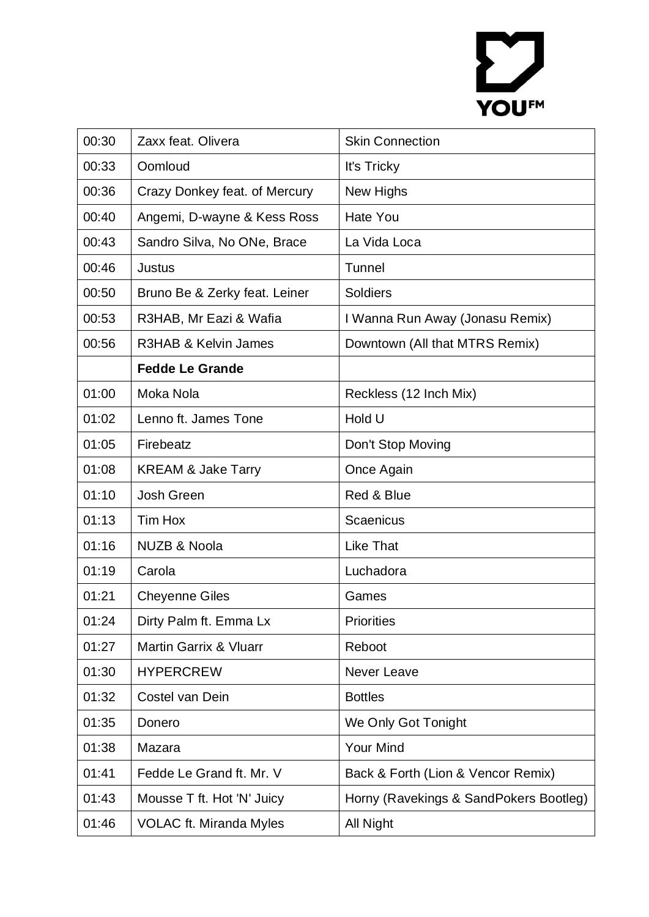| 00:30 | Zaxx feat. Olivera | Skin Connection |
|---|---|---|
| 00:33 | Oomloud | It's Tricky |
| 00:36 | Crazy Donkey feat. of Mercury | New Highs |
| 00:40 | Angemi, D-wayne & Kess Ross | Hate You |
| 00:43 | Sandro Silva, No ONe, Brace | La Vida Loca |
| 00:46 | Justus | Tunnel |
| 00:50 | Bruno Be & Zerky feat. Leiner | Soldiers |
| 00:53 | R3HAB, Mr Eazi & Wafia | I Wanna Run Away (Jonasu Remix) |
| 00:56 | R3HAB & Kelvin James | Downtown (All that MTRS Remix) |
| | **Fedde Le Grande** | |
| 01:00 | Moka Nola | Reckless (12 Inch Mix) |
| 01:02 | Lenno ft. James Tone | Hold U |
| 01:05 | Firebeatz | Don't Stop Moving |
| 01:08 | KREAM & Jake Tarry | Once Again |
| 01:10 | Josh Green | Red & Blue |
| 01:13 | Tim Hox | Scaenicus |
| 01:16 | NUZB & Noola | Like That |
| 01:19 | Carola | Luchadora |
| 01:21 | Cheyenne Giles | Games |
| 01:24 | Dirty Palm ft. Emma Lx | Priorities |
| 01:27 | Martin Garrix & Vluarr | Reboot |
| 01:30 | HYPERCREW | Never Leave |
| 01:32 | Costel van Dein | Bottles |
| 01:35 | Donero | We Only Got Tonight |
| 01:38 | Mazara | Your Mind |
| 01:41 | Fedde Le Grand ft. Mr. V | Back & Forth (Lion & Vencor Remix) |
| 01:43 | Mousse T ft. Hot 'N' Juicy | Horny (Ravekings & SandPokers Bootleg) |
| 01:46 | VOLAC ft. Miranda Myles | All Night |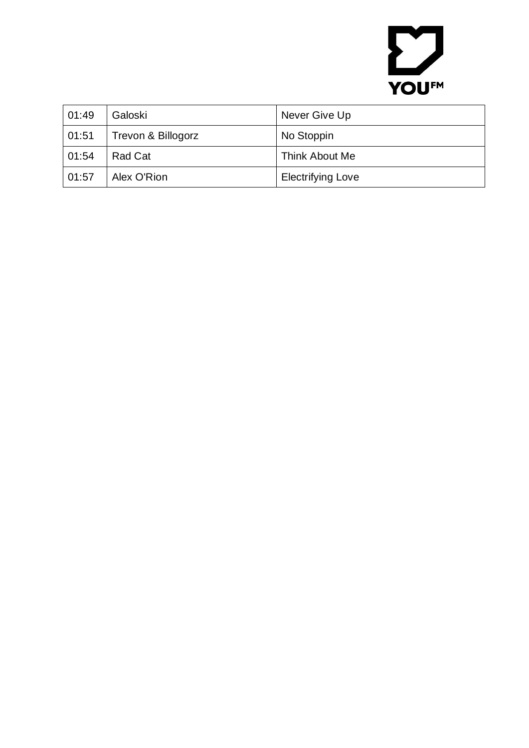| | | |
|---|---|---|
| 01:49 | Galoski | Never Give Up |
| 01:51 | Trevon & Billogorz | No Stoppin |
| 01:54 | Rad Cat | Think About Me |
| 01:57 | Alex O'Rion | Electrifying Love |